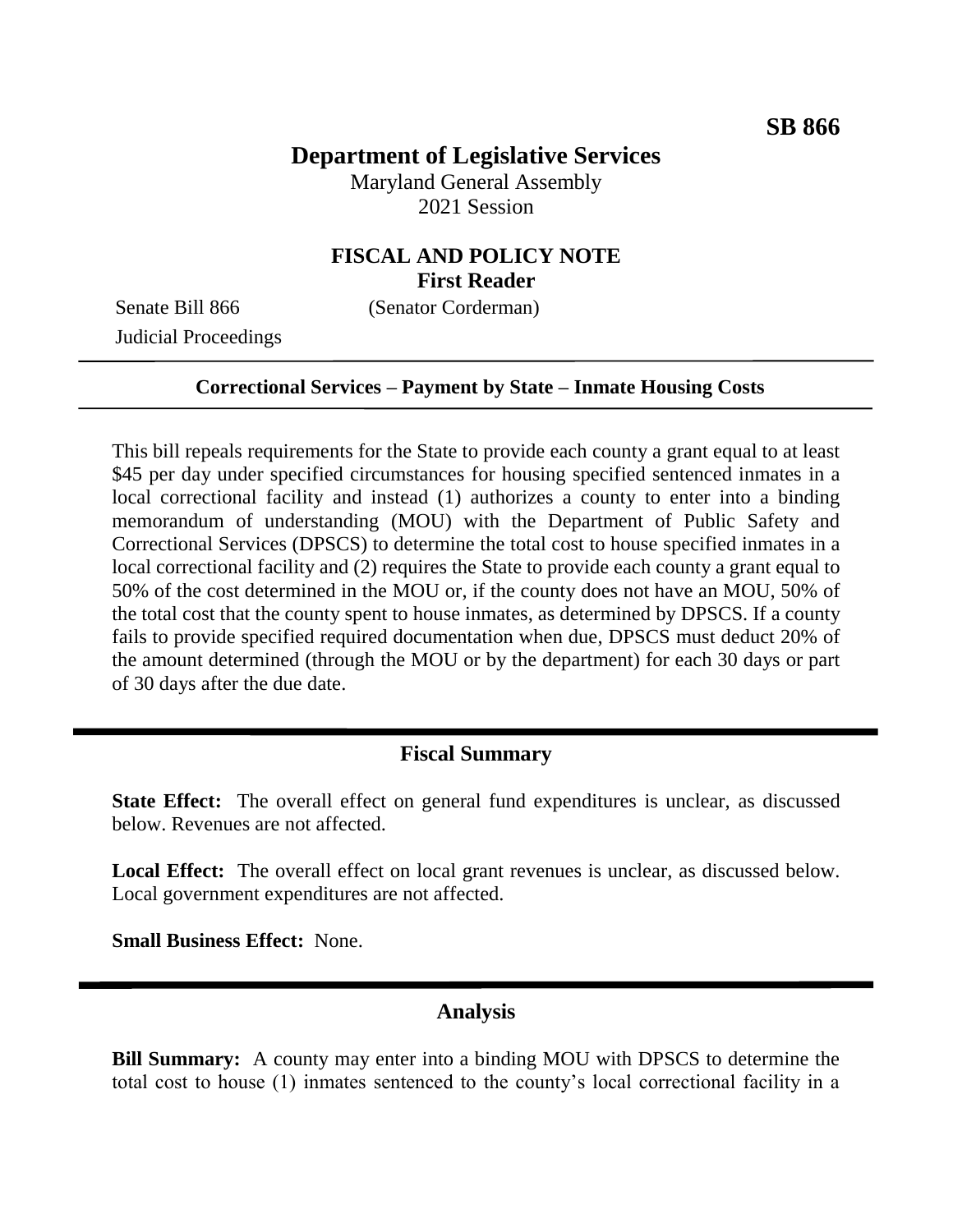**SB 866**

# Department of Legislative Services

Maryland General Assembly
2021 Session

## FISCAL AND POLICY NOTE
**First Reader**

Senate Bill 866 (Senator Corderman)
Judicial Proceedings

---

**Correctional Services – Payment by State – Inmate Housing Costs**

---

This bill repeals requirements for the State to provide each county a grant equal to at least \$45 per day under specified circumstances for housing specified sentenced inmates in a local correctional facility and instead (1) authorizes a county to enter into a binding memorandum of understanding (MOU) with the Department of Public Safety and Correctional Services (DPSCS) to determine the total cost to house specified inmates in a local correctional facility and (2) requires the State to provide each county a grant equal to 50% of the cost determined in the MOU or, if the county does not have an MOU, 50% of the total cost that the county spent to house inmates, as determined by DPSCS. If a county fails to provide specified required documentation when due, DPSCS must deduct 20% of the amount determined (through the MOU or by the department) for each 30 days or part of 30 days after the due date.

## Fiscal Summary

**State Effect:** The overall effect on general fund expenditures is unclear, as discussed below. Revenues are not affected.

**Local Effect:** The overall effect on local grant revenues is unclear, as discussed below. Local government expenditures are not affected.

**Small Business Effect:** None.

## Analysis

**Bill Summary:** A county may enter into a binding MOU with DPSCS to determine the total cost to house (1) inmates sentenced to the county's local correctional facility in a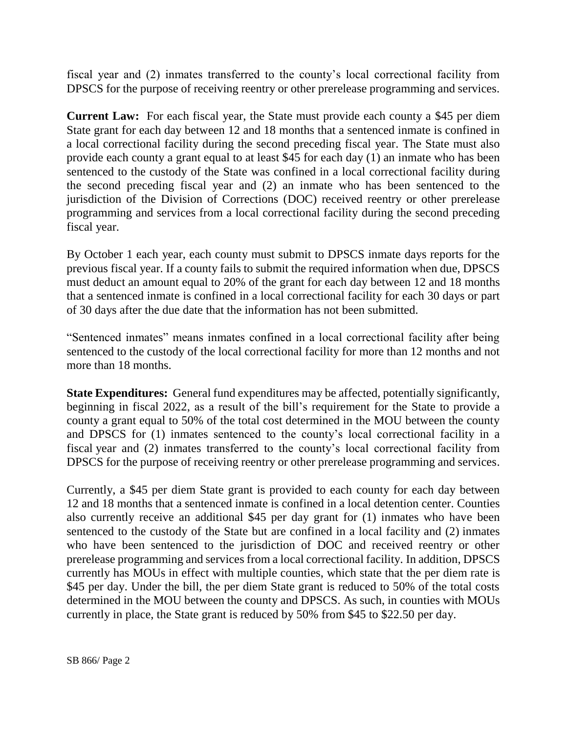fiscal year and (2) inmates transferred to the county's local correctional facility from DPSCS for the purpose of receiving reentry or other prerelease programming and services.

**Current Law:** For each fiscal year, the State must provide each county a $45 per diem State grant for each day between 12 and 18 months that a sentenced inmate is confined in a local correctional facility during the second preceding fiscal year. The State must also provide each county a grant equal to at least $45 for each day (1) an inmate who has been sentenced to the custody of the State was confined in a local correctional facility during the second preceding fiscal year and (2) an inmate who has been sentenced to the jurisdiction of the Division of Corrections (DOC) received reentry or other prerelease programming and services from a local correctional facility during the second preceding fiscal year.

By October 1 each year, each county must submit to DPSCS inmate days reports for the previous fiscal year. If a county fails to submit the required information when due, DPSCS must deduct an amount equal to 20% of the grant for each day between 12 and 18 months that a sentenced inmate is confined in a local correctional facility for each 30 days or part of 30 days after the due date that the information has not been submitted.

"Sentenced inmates" means inmates confined in a local correctional facility after being sentenced to the custody of the local correctional facility for more than 12 months and not more than 18 months.

**State Expenditures:** General fund expenditures may be affected, potentially significantly, beginning in fiscal 2022, as a result of the bill's requirement for the State to provide a county a grant equal to 50% of the total cost determined in the MOU between the county and DPSCS for (1) inmates sentenced to the county's local correctional facility in a fiscal year and (2) inmates transferred to the county's local correctional facility from DPSCS for the purpose of receiving reentry or other prerelease programming and services.

Currently, a $45 per diem State grant is provided to each county for each day between 12 and 18 months that a sentenced inmate is confined in a local detention center. Counties also currently receive an additional $45 per day grant for (1) inmates who have been sentenced to the custody of the State but are confined in a local facility and (2) inmates who have been sentenced to the jurisdiction of DOC and received reentry or other prerelease programming and services from a local correctional facility. In addition, DPSCS currently has MOUs in effect with multiple counties, which state that the per diem rate is $45 per day. Under the bill, the per diem State grant is reduced to 50% of the total costs determined in the MOU between the county and DPSCS. As such, in counties with MOUs currently in place, the State grant is reduced by 50% from $45 to $22.50 per day.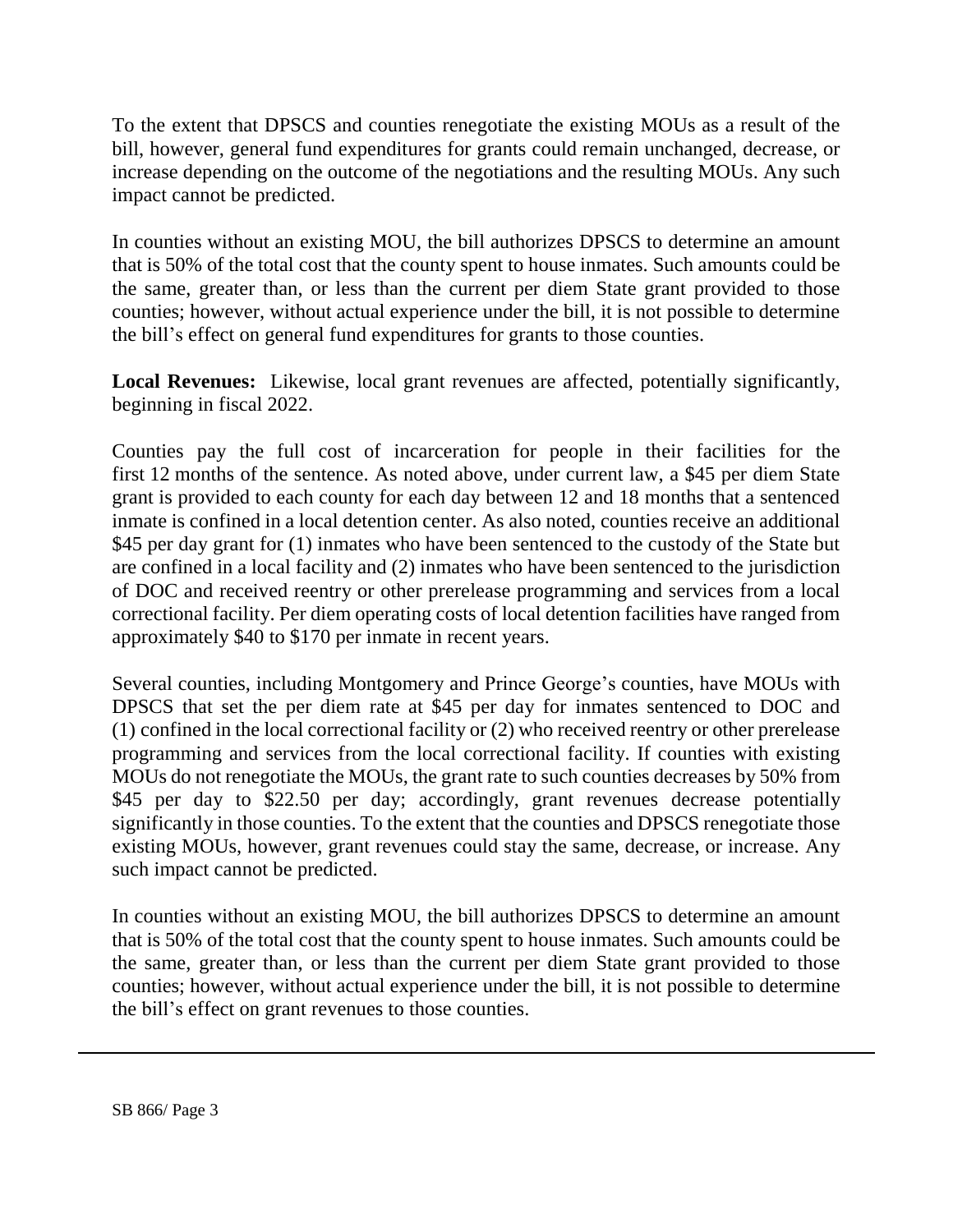To the extent that DPSCS and counties renegotiate the existing MOUs as a result of the bill, however, general fund expenditures for grants could remain unchanged, decrease, or increase depending on the outcome of the negotiations and the resulting MOUs. Any such impact cannot be predicted.

In counties without an existing MOU, the bill authorizes DPSCS to determine an amount that is 50% of the total cost that the county spent to house inmates. Such amounts could be the same, greater than, or less than the current per diem State grant provided to those counties; however, without actual experience under the bill, it is not possible to determine the bill's effect on general fund expenditures for grants to those counties.

**Local Revenues:** Likewise, local grant revenues are affected, potentially significantly, beginning in fiscal 2022.

Counties pay the full cost of incarceration for people in their facilities for the first 12 months of the sentence. As noted above, under current law, a $45 per diem State grant is provided to each county for each day between 12 and 18 months that a sentenced inmate is confined in a local detention center. As also noted, counties receive an additional $45 per day grant for (1) inmates who have been sentenced to the custody of the State but are confined in a local facility and (2) inmates who have been sentenced to the jurisdiction of DOC and received reentry or other prerelease programming and services from a local correctional facility. Per diem operating costs of local detention facilities have ranged from approximately $40 to $170 per inmate in recent years.

Several counties, including Montgomery and Prince George's counties, have MOUs with DPSCS that set the per diem rate at $45 per day for inmates sentenced to DOC and (1) confined in the local correctional facility or (2) who received reentry or other prerelease programming and services from the local correctional facility. If counties with existing MOUs do not renegotiate the MOUs, the grant rate to such counties decreases by 50% from $45 per day to $22.50 per day; accordingly, grant revenues decrease potentially significantly in those counties. To the extent that the counties and DPSCS renegotiate those existing MOUs, however, grant revenues could stay the same, decrease, or increase. Any such impact cannot be predicted.

In counties without an existing MOU, the bill authorizes DPSCS to determine an amount that is 50% of the total cost that the county spent to house inmates. Such amounts could be the same, greater than, or less than the current per diem State grant provided to those counties; however, without actual experience under the bill, it is not possible to determine the bill's effect on grant revenues to those counties.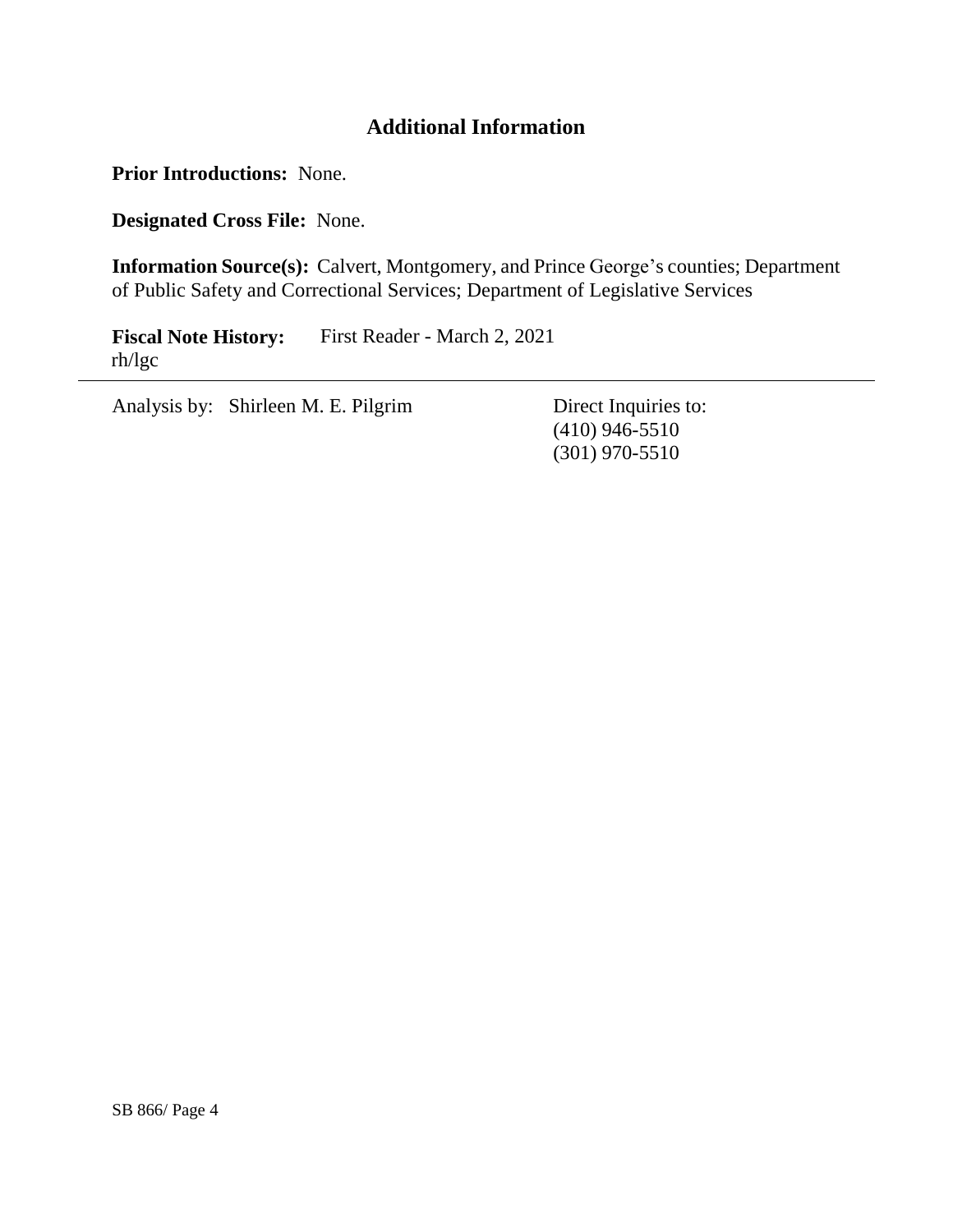## Additional Information

**Prior Introductions:** None.

**Designated Cross File:** None.

**Information Source(s):** Calvert, Montgomery, and Prince George's counties; Department of Public Safety and Correctional Services; Department of Legislative Services

**Fiscal Note History:** First Reader - March 2, 2021
rh/lgc

---

Analysis by: Shirleen M. E. Pilgrim

Direct Inquiries to:
(410) 946-5510
(301) 970-5510